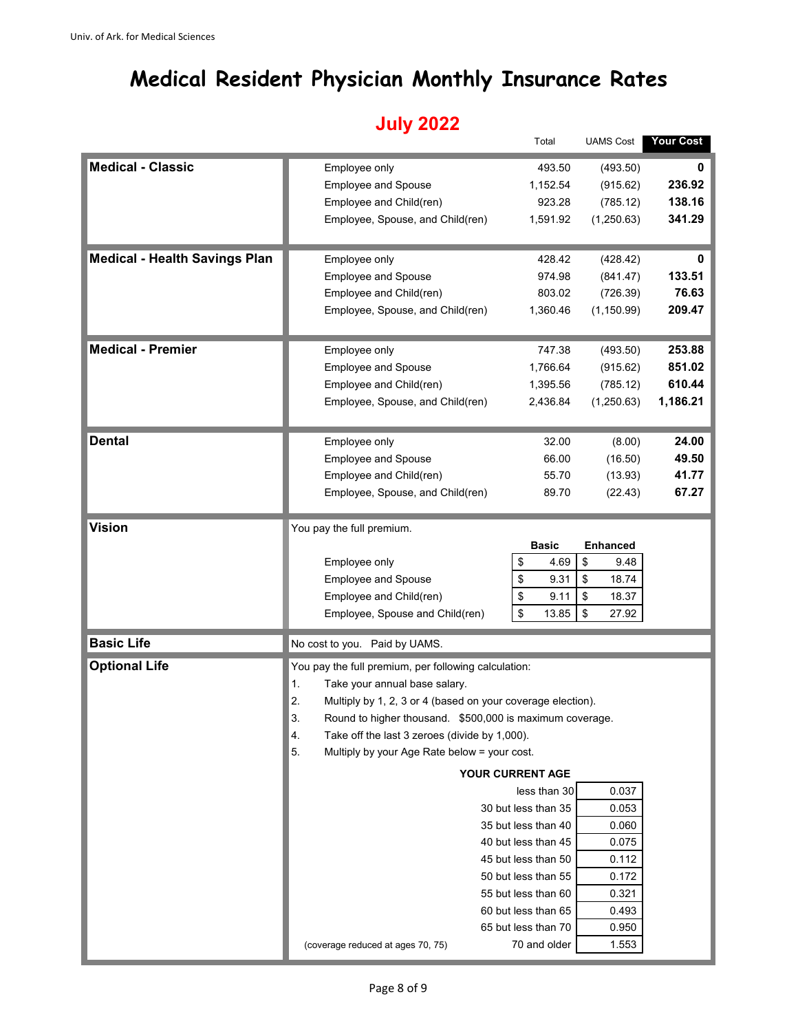# Medical Resident Physician Monthly Insurance Rates

## July 2022

| Plan | Coverage | Total | UAMS Cost | Your Cost |
|---|---|---|---|---|
| **Medical - Classic** | Employee only | 493.50 | (493.50) | **0** |
| | Employee and Spouse | 1,152.54 | (915.62) | **236.92** |
| | Employee and Child(ren) | 923.28 | (785.12) | **138.16** |
| | Employee, Spouse, and Child(ren) | 1,591.92 | (1,250.63) | **341.29** |
| **Medical - Health Savings Plan** | Employee only | 428.42 | (428.42) | **0** |
| | Employee and Spouse | 974.98 | (841.47) | **133.51** |
| | Employee and Child(ren) | 803.02 | (726.39) | **76.63** |
| | Employee, Spouse, and Child(ren) | 1,360.46 | (1,150.99) | **209.47** |
| **Medical - Premier** | Employee only | 747.38 | (493.50) | **253.88** |
| | Employee and Spouse | 1,766.64 | (915.62) | **851.02** |
| | Employee and Child(ren) | 1,395.56 | (785.12) | **610.44** |
| | Employee, Spouse, and Child(ren) | 2,436.84 | (1,250.63) | **1,186.21** |
| **Dental** | Employee only | 32.00 | (8.00) | **24.00** |
| | Employee and Spouse | 66.00 | (16.50) | **49.50** |
| | Employee and Child(ren) | 55.70 | (13.93) | **41.77** |
| | Employee, Spouse, and Child(ren) | 89.70 | (22.43) | **67.27** |

### Vision

You pay the full premium.

| Coverage | Basic | Enhanced |
|---|---|---|
| Employee only | $ 4.69 | $ 9.48 |
| Employee and Spouse | $ 9.31 | $ 18.74 |
| Employee and Child(ren) | $ 9.11 | $ 18.37 |
| Employee, Spouse and Child(ren) | $ 13.85 | $ 27.92 |

### Basic Life

No cost to you. Paid by UAMS.

### Optional Life

You pay the full premium, per following calculation:

1. Take your annual base salary.
2. Multiply by 1, 2, 3 or 4 (based on your coverage election).
3. Round to higher thousand. $500,000 is maximum coverage.
4. Take off the last 3 zeroes (divide by 1,000).
5. Multiply by your Age Rate below = your cost.

| YOUR CURRENT AGE | Age Rate |
|---|---|
| less than 30 | 0.037 |
| 30 but less than 35 | 0.053 |
| 35 but less than 40 | 0.060 |
| 40 but less than 45 | 0.075 |
| 45 but less than 50 | 0.112 |
| 50 but less than 55 | 0.172 |
| 55 but less than 60 | 0.321 |
| 60 but less than 65 | 0.493 |
| 65 but less than 70 | 0.950 |
| 70 and older | 1.553 |

(coverage reduced at ages 70, 75)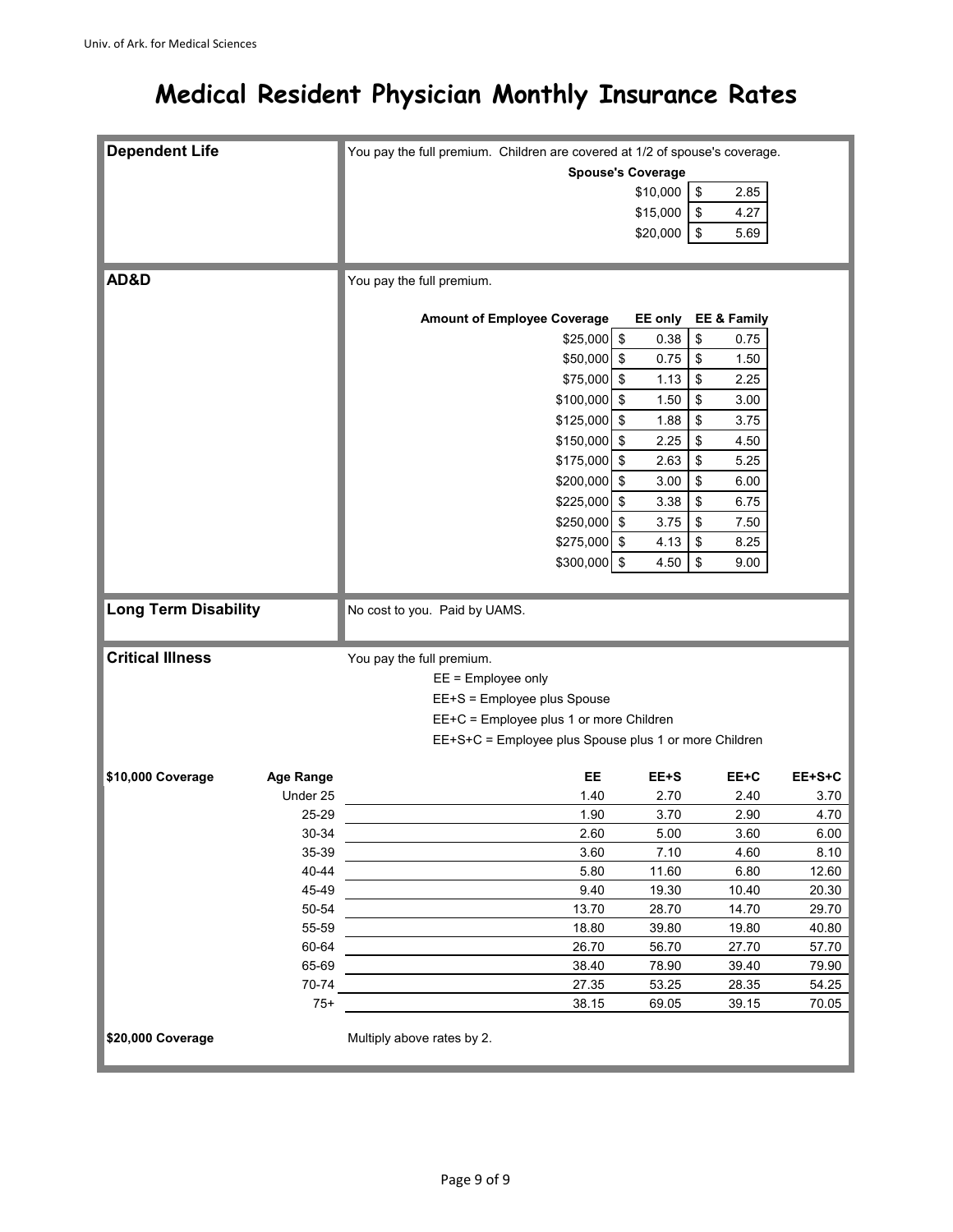# Medical Resident Physician Monthly Insurance Rates

## Dependent Life

You pay the full premium. Children are covered at 1/2 of spouse's coverage.

| Spouse's Coverage | |
|---|---|
| $10,000 | $ 2.85 |
| $15,000 | $ 4.27 |
| $20,000 | $ 5.69 |

## AD&D

You pay the full premium.

| Amount of Employee Coverage | EE only | EE & Family |
|---|---|---|
| $25,000 | $ 0.38 | $ 0.75 |
| $50,000 | $ 0.75 | $ 1.50 |
| $75,000 | $ 1.13 | $ 2.25 |
| $100,000 | $ 1.50 | $ 3.00 |
| $125,000 | $ 1.88 | $ 3.75 |
| $150,000 | $ 2.25 | $ 4.50 |
| $175,000 | $ 2.63 | $ 5.25 |
| $200,000 | $ 3.00 | $ 6.00 |
| $225,000 | $ 3.38 | $ 6.75 |
| $250,000 | $ 3.75 | $ 7.50 |
| $275,000 | $ 4.13 | $ 8.25 |
| $300,000 | $ 4.50 | $ 9.00 |

## Long Term Disability

No cost to you. Paid by UAMS.

## Critical Illness

You pay the full premium.

- EE = Employee only
- EE+S = Employee plus Spouse
- EE+C = Employee plus 1 or more Children
- EE+S+C = Employee plus Spouse plus 1 or more Children

**$10,000 Coverage**

| Age Range | EE | EE+S | EE+C | EE+S+C |
|---|---|---|---|---|
| Under 25 | 1.40 | 2.70 | 2.40 | 3.70 |
| 25-29 | 1.90 | 3.70 | 2.90 | 4.70 |
| 30-34 | 2.60 | 5.00 | 3.60 | 6.00 |
| 35-39 | 3.60 | 7.10 | 4.60 | 8.10 |
| 40-44 | 5.80 | 11.60 | 6.80 | 12.60 |
| 45-49 | 9.40 | 19.30 | 10.40 | 20.30 |
| 50-54 | 13.70 | 28.70 | 14.70 | 29.70 |
| 55-59 | 18.80 | 39.80 | 19.80 | 40.80 |
| 60-64 | 26.70 | 56.70 | 27.70 | 57.70 |
| 65-69 | 38.40 | 78.90 | 39.40 | 79.90 |
| 70-74 | 27.35 | 53.25 | 28.35 | 54.25 |
| 75+ | 38.15 | 69.05 | 39.15 | 70.05 |

**$20,000 Coverage**

Multiply above rates by 2.